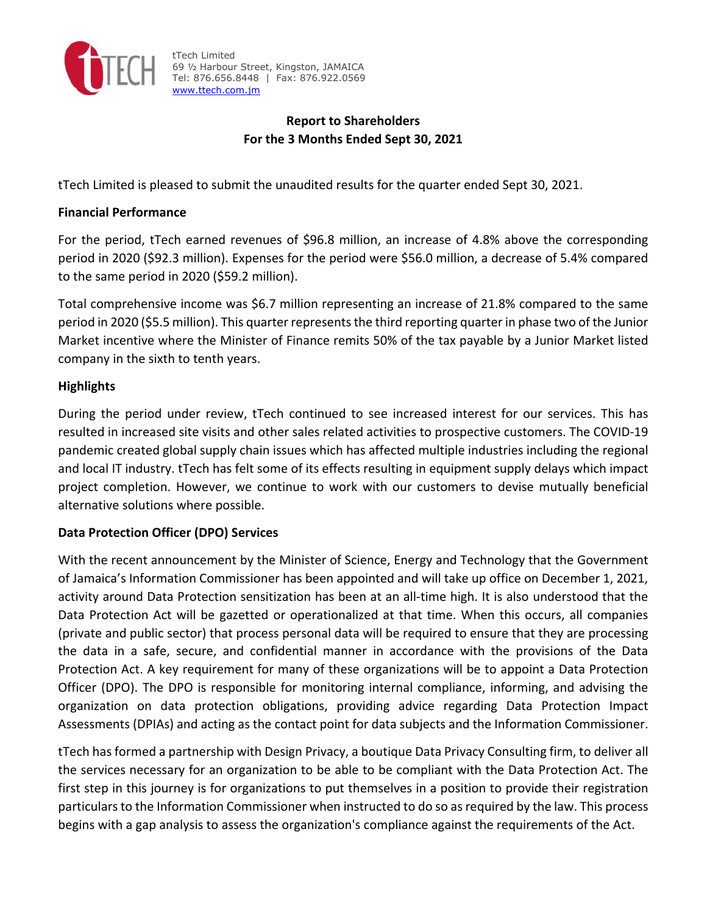tTech Limited
69 ½ Harbour Street, Kingston, JAMAICA
Tel: 876.656.8448 | Fax: 876.922.0569
www.ttech.com.jm

# Report to Shareholders
## For the 3 Months Ended Sept 30, 2021

tTech Limited is pleased to submit the unaudited results for the quarter ended Sept 30, 2021.

### Financial Performance

For the period, tTech earned revenues of $96.8 million, an increase of 4.8% above the corresponding period in 2020 ($92.3 million). Expenses for the period were $56.0 million, a decrease of 5.4% compared to the same period in 2020 ($59.2 million).

Total comprehensive income was $6.7 million representing an increase of 21.8% compared to the same period in 2020 ($5.5 million). This quarter represents the third reporting quarter in phase two of the Junior Market incentive where the Minister of Finance remits 50% of the tax payable by a Junior Market listed company in the sixth to tenth years.

### Highlights

During the period under review, tTech continued to see increased interest for our services. This has resulted in increased site visits and other sales related activities to prospective customers. The COVID-19 pandemic created global supply chain issues which has affected multiple industries including the regional and local IT industry. tTech has felt some of its effects resulting in equipment supply delays which impact project completion. However, we continue to work with our customers to devise mutually beneficial alternative solutions where possible.

### Data Protection Officer (DPO) Services

With the recent announcement by the Minister of Science, Energy and Technology that the Government of Jamaica's Information Commissioner has been appointed and will take up office on December 1, 2021, activity around Data Protection sensitization has been at an all-time high. It is also understood that the Data Protection Act will be gazetted or operationalized at that time. When this occurs, all companies (private and public sector) that process personal data will be required to ensure that they are processing the data in a safe, secure, and confidential manner in accordance with the provisions of the Data Protection Act. A key requirement for many of these organizations will be to appoint a Data Protection Officer (DPO). The DPO is responsible for monitoring internal compliance, informing, and advising the organization on data protection obligations, providing advice regarding Data Protection Impact Assessments (DPIAs) and acting as the contact point for data subjects and the Information Commissioner.

tTech has formed a partnership with Design Privacy, a boutique Data Privacy Consulting firm, to deliver all the services necessary for an organization to be able to be compliant with the Data Protection Act. The first step in this journey is for organizations to put themselves in a position to provide their registration particulars to the Information Commissioner when instructed to do so as required by the law. This process begins with a gap analysis to assess the organization's compliance against the requirements of the Act.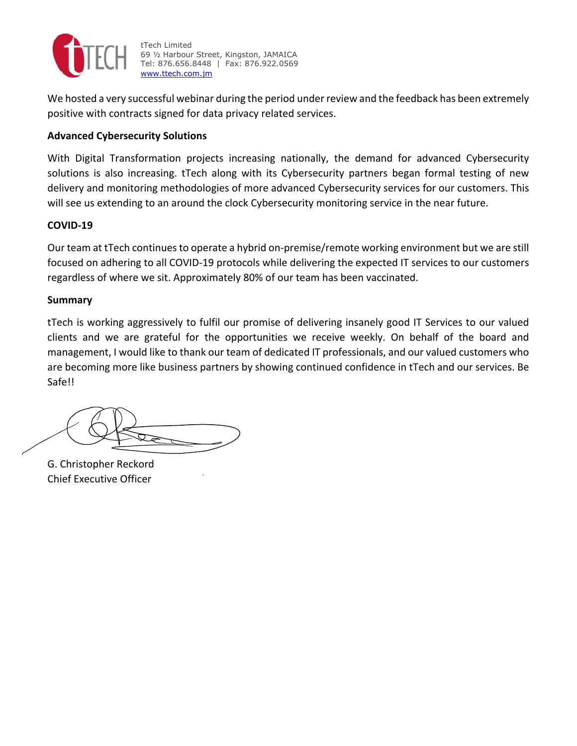We hosted a very successful webinar during the period under review and the feedback has been extremely positive with contracts signed for data privacy related services.

**Advanced Cybersecurity Solutions**

With Digital Transformation projects increasing nationally, the demand for advanced Cybersecurity solutions is also increasing. tTech along with its Cybersecurity partners began formal testing of new delivery and monitoring methodologies of more advanced Cybersecurity services for our customers. This will see us extending to an around the clock Cybersecurity monitoring service in the near future.

**COVID-19**

Our team at tTech continues to operate a hybrid on-premise/remote working environment but we are still focused on adhering to all COVID-19 protocols while delivering the expected IT services to our customers regardless of where we sit. Approximately 80% of our team has been vaccinated.

**Summary**

tTech is working aggressively to fulfil our promise of delivering insanely good IT Services to our valued clients and we are grateful for the opportunities we receive weekly. On behalf of the board and management, I would like to thank our team of dedicated IT professionals, and our valued customers who are becoming more like business partners by showing continued confidence in tTech and our services. Be Safe!!

G. Christopher Reckord
Chief Executive Officer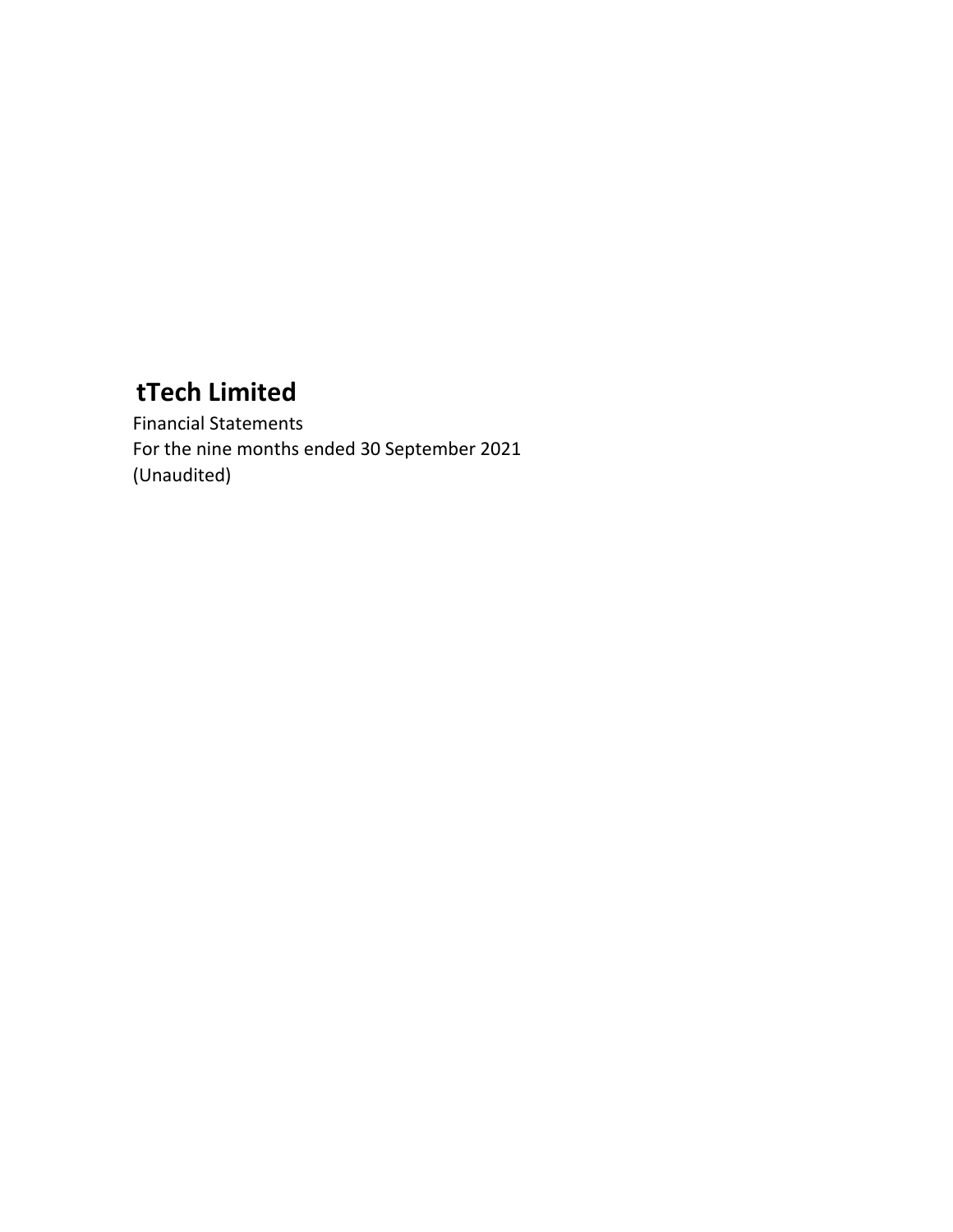# tTech Limited

Financial Statements

For the nine months ended 30 September 2021

(Unaudited)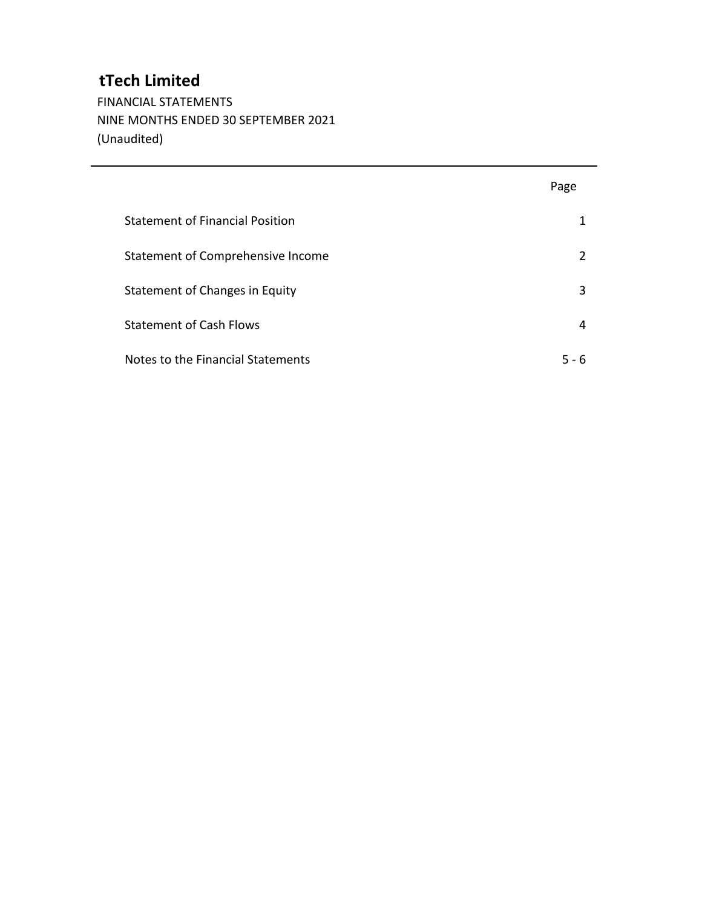# tTech Limited

FINANCIAL STATEMENTS
NINE MONTHS ENDED 30 SEPTEMBER 2021
(Unaudited)

---

| | Page |
|---|---|
| Statement of Financial Position | 1 |
| Statement of Comprehensive Income | 2 |
| Statement of Changes in Equity | 3 |
| Statement of Cash Flows | 4 |
| Notes to the Financial Statements | 5 - 6 |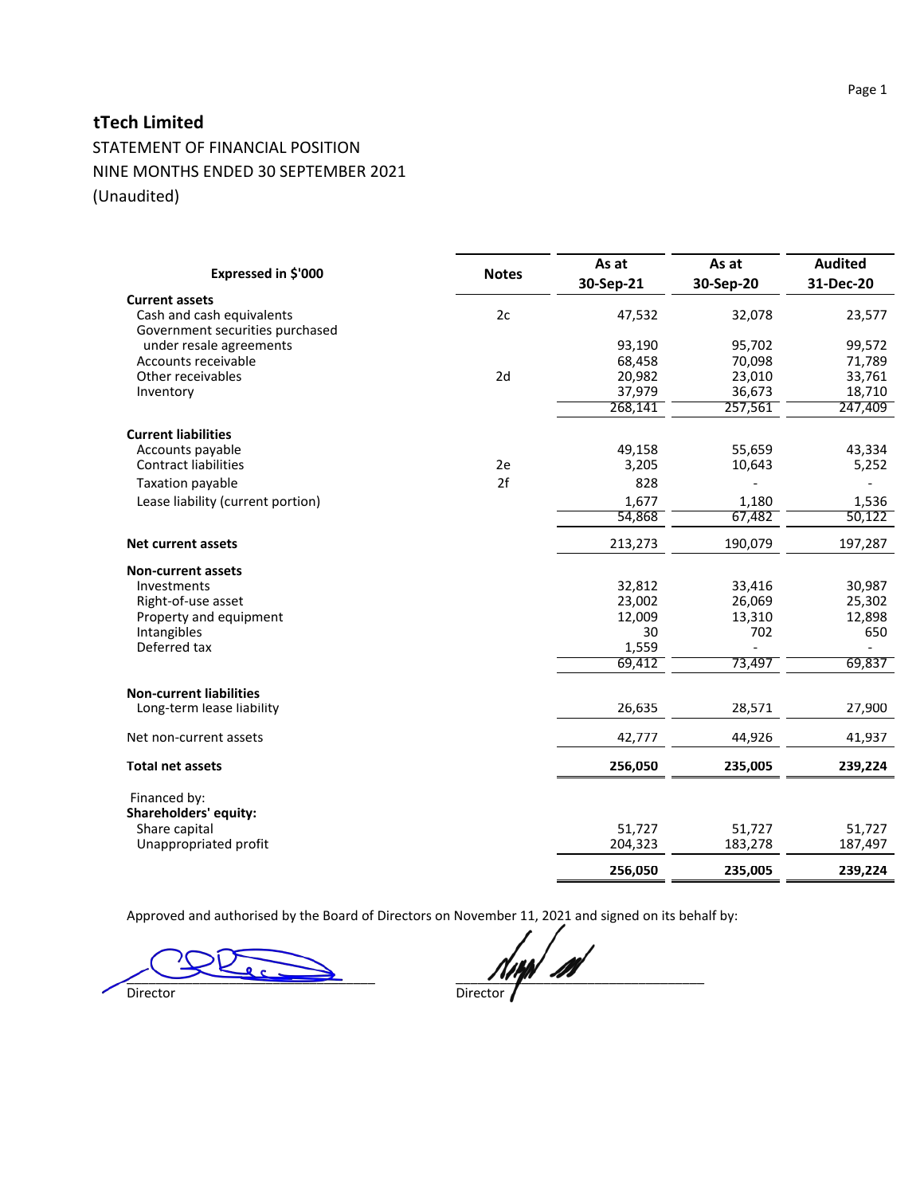## tTech Limited

STATEMENT OF FINANCIAL POSITION

NINE MONTHS ENDED 30 SEPTEMBER 2021

(Unaudited)

| Expressed in $'000 | Notes | As at 30-Sep-21 | As at 30-Sep-20 | Audited 31-Dec-20 |
|---|---|---|---|---|
| **Current assets** | | | | |
| Cash and cash equivalents | 2c | 47,532 | 32,078 | 23,577 |
| Government securities purchased under resale agreements | | 93,190 | 95,702 | 99,572 |
| Accounts receivable | | 68,458 | 70,098 | 71,789 |
| Other receivables | 2d | 20,982 | 23,010 | 33,761 |
| Inventory | | 37,979 | 36,673 | 18,710 |
| | | 268,141 | 257,561 | 247,409 |
| **Current liabilities** | | | | |
| Accounts payable | | 49,158 | 55,659 | 43,334 |
| Contract liabilities | 2e | 3,205 | 10,643 | 5,252 |
| Taxation payable | 2f | 828 | - | - |
| Lease liability (current portion) | | 1,677 | 1,180 | 1,536 |
| | | 54,868 | 67,482 | 50,122 |
| **Net current assets** | | 213,273 | 190,079 | 197,287 |
| **Non-current assets** | | | | |
| Investments | | 32,812 | 33,416 | 30,987 |
| Right-of-use asset | | 23,002 | 26,069 | 25,302 |
| Property and equipment | | 12,009 | 13,310 | 12,898 |
| Intangibles | | 30 | 702 | 650 |
| Deferred tax | | 1,559 | - | - |
| | | 69,412 | 73,497 | 69,837 |
| **Non-current liabilities** | | | | |
| Long-term lease liability | | 26,635 | 28,571 | 27,900 |
| Net non-current assets | | 42,777 | 44,926 | 41,937 |
| **Total net assets** | | **256,050** | **235,005** | **239,224** |
| Financed by: | | | | |
| **Shareholders' equity:** | | | | |
| Share capital | | 51,727 | 51,727 | 51,727 |
| Unappropriated profit | | 204,323 | 183,278 | 187,497 |
| | | **256,050** | **235,005** | **239,224** |

Approved and authorised by the Board of Directors on November 11, 2021 and signed on its behalf by:

Director

Director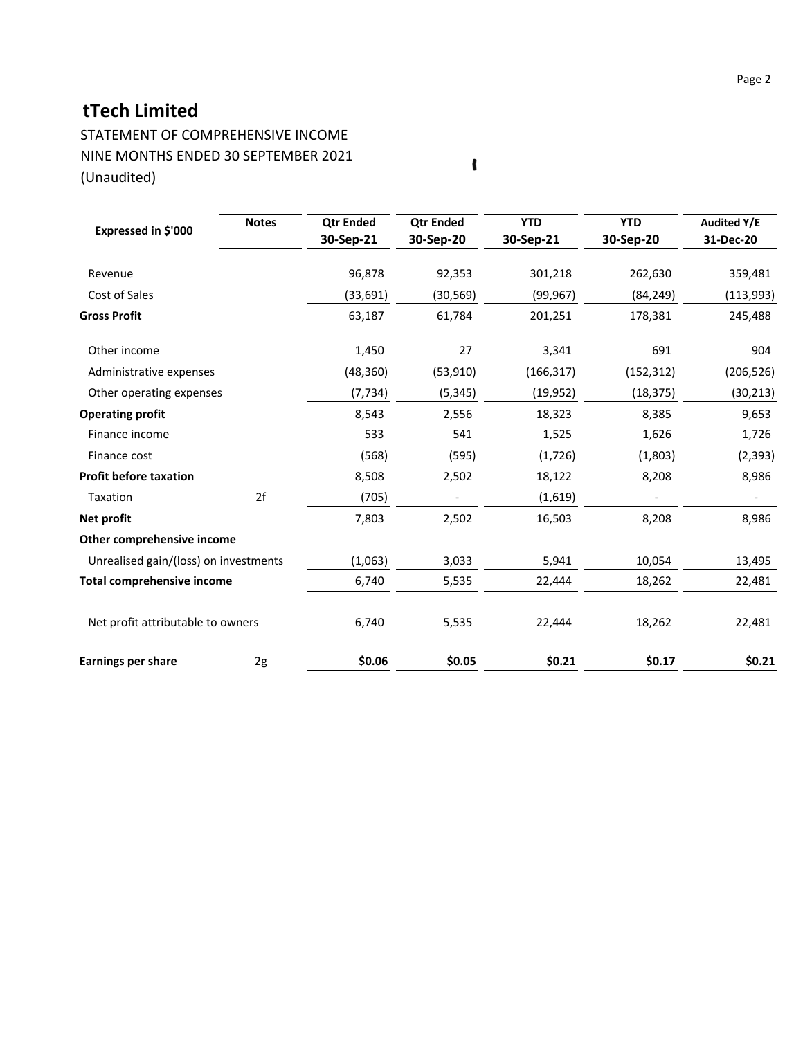# tTech Limited

STATEMENT OF COMPREHENSIVE INCOME
NINE MONTHS ENDED 30 SEPTEMBER 2021
(Unaudited)

| Expressed in $'000 | Notes | Qtr Ended 30-Sep-21 | Qtr Ended 30-Sep-20 | YTD 30-Sep-21 | YTD 30-Sep-20 | Audited Y/E 31-Dec-20 |
|---|---|---|---|---|---|---|
| Revenue | | 96,878 | 92,353 | 301,218 | 262,630 | 359,481 |
| Cost of Sales | | (33,691) | (30,569) | (99,967) | (84,249) | (113,993) |
| **Gross Profit** | | 63,187 | 61,784 | 201,251 | 178,381 | 245,488 |
| Other income | | 1,450 | 27 | 3,341 | 691 | 904 |
| Administrative expenses | | (48,360) | (53,910) | (166,317) | (152,312) | (206,526) |
| Other operating expenses | | (7,734) | (5,345) | (19,952) | (18,375) | (30,213) |
| **Operating profit** | | 8,543 | 2,556 | 18,323 | 8,385 | 9,653 |
| Finance income | | 533 | 541 | 1,525 | 1,626 | 1,726 |
| Finance cost | | (568) | (595) | (1,726) | (1,803) | (2,393) |
| **Profit before taxation** | | 8,508 | 2,502 | 18,122 | 8,208 | 8,986 |
| Taxation | 2f | (705) | - | (1,619) | - | - |
| **Net profit** | | 7,803 | 2,502 | 16,503 | 8,208 | 8,986 |
| **Other comprehensive income** | | | | | | |
| Unrealised gain/(loss) on investments | | (1,063) | 3,033 | 5,941 | 10,054 | 13,495 |
| **Total comprehensive income** | | 6,740 | 5,535 | 22,444 | 18,262 | 22,481 |
| Net profit attributable to owners | | 6,740 | 5,535 | 22,444 | 18,262 | 22,481 |
| **Earnings per share** | 2g | **$0.06** | **$0.05** | **$0.21** | **$0.17** | **$0.21** |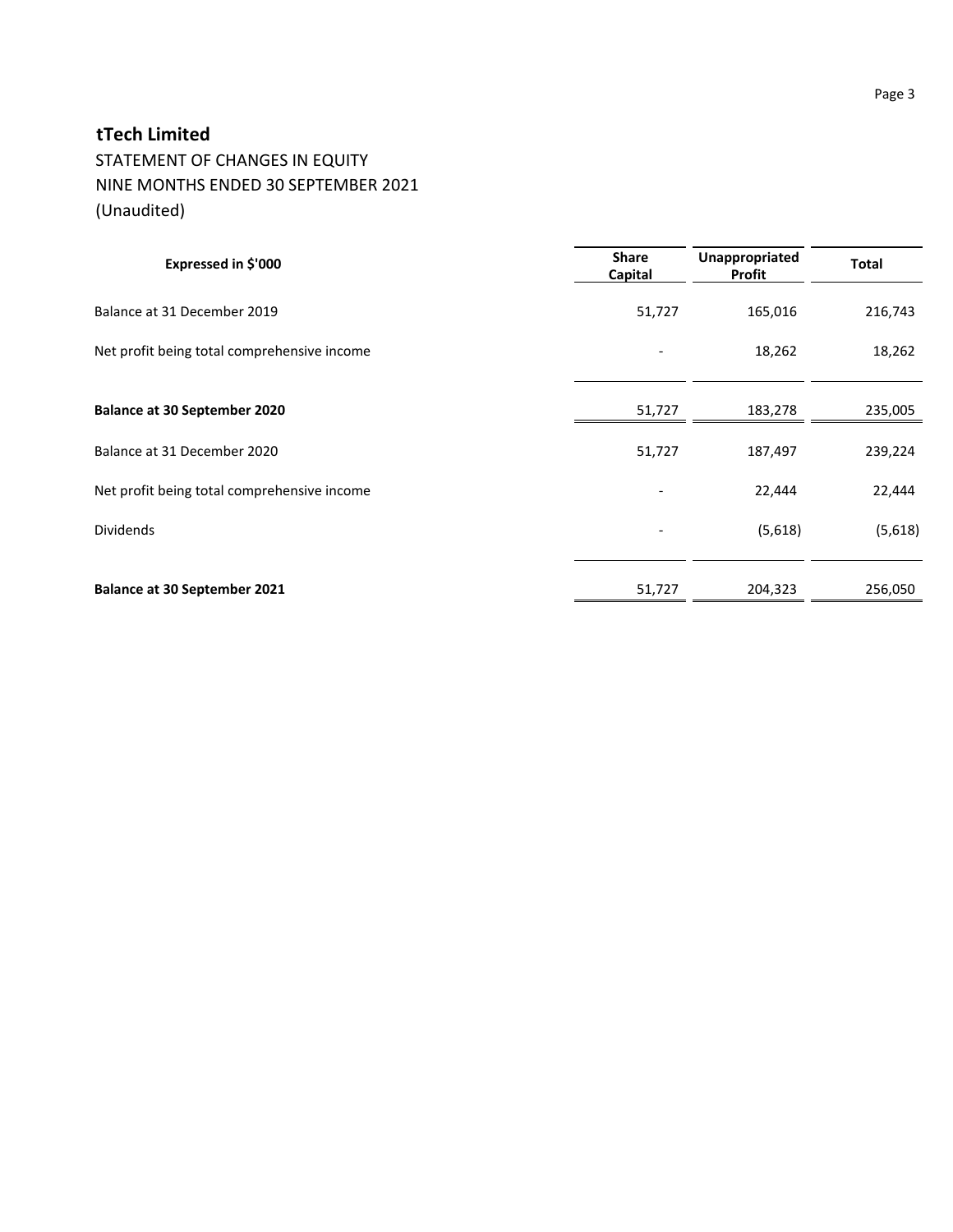## tTech Limited

STATEMENT OF CHANGES IN EQUITY
NINE MONTHS ENDED 30 SEPTEMBER 2021
(Unaudited)

| Expressed in $'000 | Share Capital | Unappropriated Profit | Total |
|---|---|---|---|
| Balance at 31 December 2019 | 51,727 | 165,016 | 216,743 |
| Net profit being total comprehensive income | - | 18,262 | 18,262 |
| **Balance at 30 September 2020** | 51,727 | 183,278 | 235,005 |
| Balance at 31 December 2020 | 51,727 | 187,497 | 239,224 |
| Net profit being total comprehensive income | - | 22,444 | 22,444 |
| Dividends | - | (5,618) | (5,618) |
| **Balance at 30 September 2021** | 51,727 | 204,323 | 256,050 |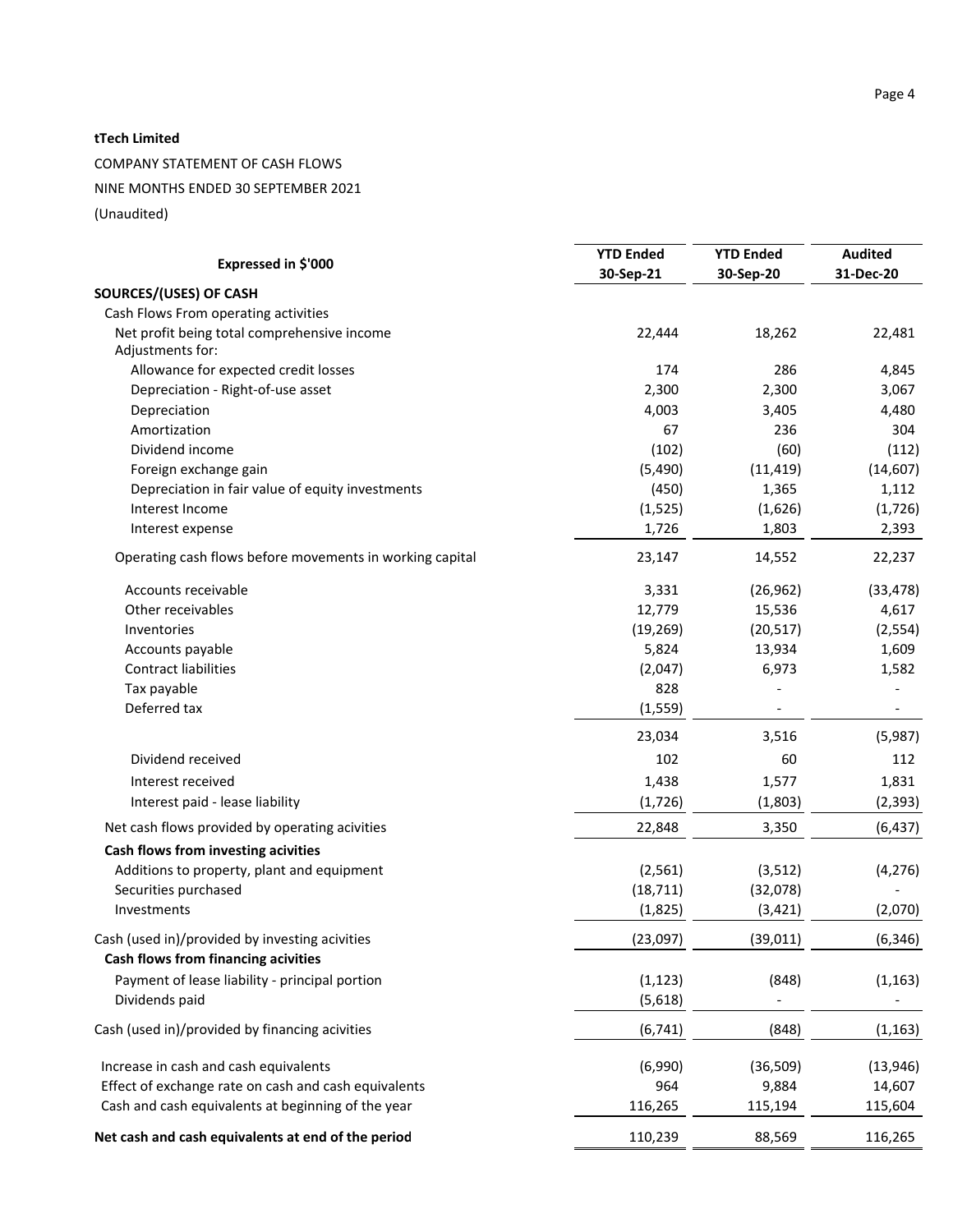**tTech Limited**

COMPANY STATEMENT OF CASH FLOWS

NINE MONTHS ENDED 30 SEPTEMBER 2021

(Unaudited)

| Expressed in $'000 | YTD Ended 30-Sep-21 | YTD Ended 30-Sep-20 | Audited 31-Dec-20 |
|---|---|---|---|
| **SOURCES/(USES) OF CASH** | | | |
| Cash Flows From operating activities | | | |
| Net profit being total comprehensive income | 22,444 | 18,262 | 22,481 |
| Adjustments for: | | | |
| Allowance for expected credit losses | 174 | 286 | 4,845 |
| Depreciation - Right-of-use asset | 2,300 | 2,300 | 3,067 |
| Depreciation | 4,003 | 3,405 | 4,480 |
| Amortization | 67 | 236 | 304 |
| Dividend income | (102) | (60) | (112) |
| Foreign exchange gain | (5,490) | (11,419) | (14,607) |
| Depreciation in fair value of equity investments | (450) | 1,365 | 1,112 |
| Interest Income | (1,525) | (1,626) | (1,726) |
| Interest expense | 1,726 | 1,803 | 2,393 |
| Operating cash flows before movements in working capital | 23,147 | 14,552 | 22,237 |
| Accounts receivable | 3,331 | (26,962) | (33,478) |
| Other receivables | 12,779 | 15,536 | 4,617 |
| Inventories | (19,269) | (20,517) | (2,554) |
| Accounts payable | 5,824 | 13,934 | 1,609 |
| Contract liabilities | (2,047) | 6,973 | 1,582 |
| Tax payable | 828 | - | - |
| Deferred tax | (1,559) | - | - |
| | 23,034 | 3,516 | (5,987) |
| Dividend received | 102 | 60 | 112 |
| Interest received | 1,438 | 1,577 | 1,831 |
| Interest paid - lease liability | (1,726) | (1,803) | (2,393) |
| Net cash flows provided by operating acivities | 22,848 | 3,350 | (6,437) |
| **Cash flows from investing acivities** | | | |
| Additions to property, plant and equipment | (2,561) | (3,512) | (4,276) |
| Securities purchased | (18,711) | (32,078) | - |
| Investments | (1,825) | (3,421) | (2,070) |
| Cash (used in)/provided by investing acivities | (23,097) | (39,011) | (6,346) |
| **Cash flows from financing acivities** | | | |
| Payment of lease liability - principal portion | (1,123) | (848) | (1,163) |
| Dividends paid | (5,618) | - | - |
| Cash (used in)/provided by financing acivities | (6,741) | (848) | (1,163) |
| Increase in cash and cash equivalents | (6,990) | (36,509) | (13,946) |
| Effect of exchange rate on cash and cash equivalents | 964 | 9,884 | 14,607 |
| Cash and cash equivalents at beginning of the year | 116,265 | 115,194 | 115,604 |
| **Net cash and cash equivalents at end of the period** | 110,239 | 88,569 | 116,265 |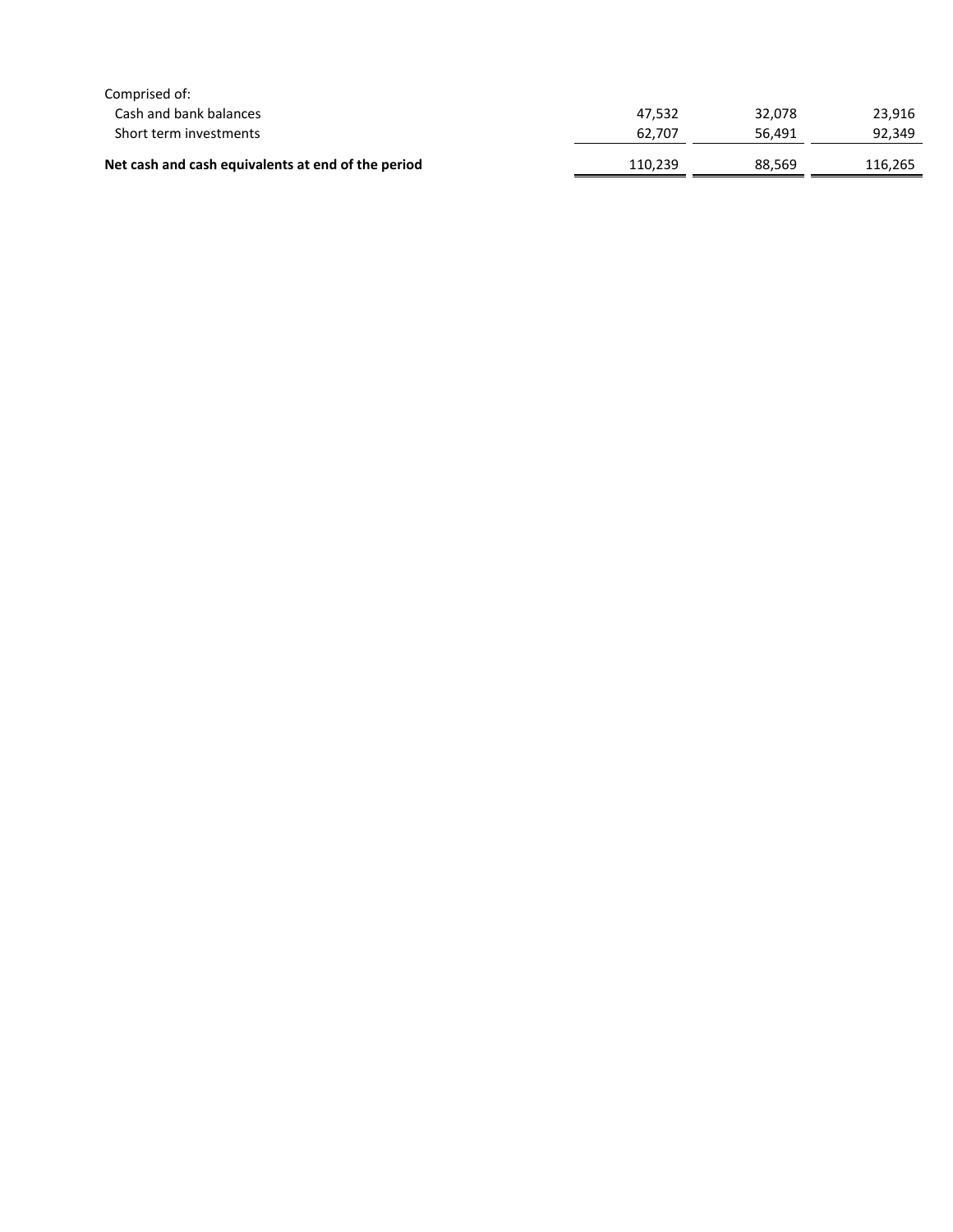| | | | |
|---|---|---|---|
| Comprised of: | | | |
| Cash and bank balances | 47,532 | 32,078 | 23,916 |
| Short term investments | 62,707 | 56,491 | 92,349 |
| **Net cash and cash equivalents at end of the period** | 110,239 | 88,569 | 116,265 |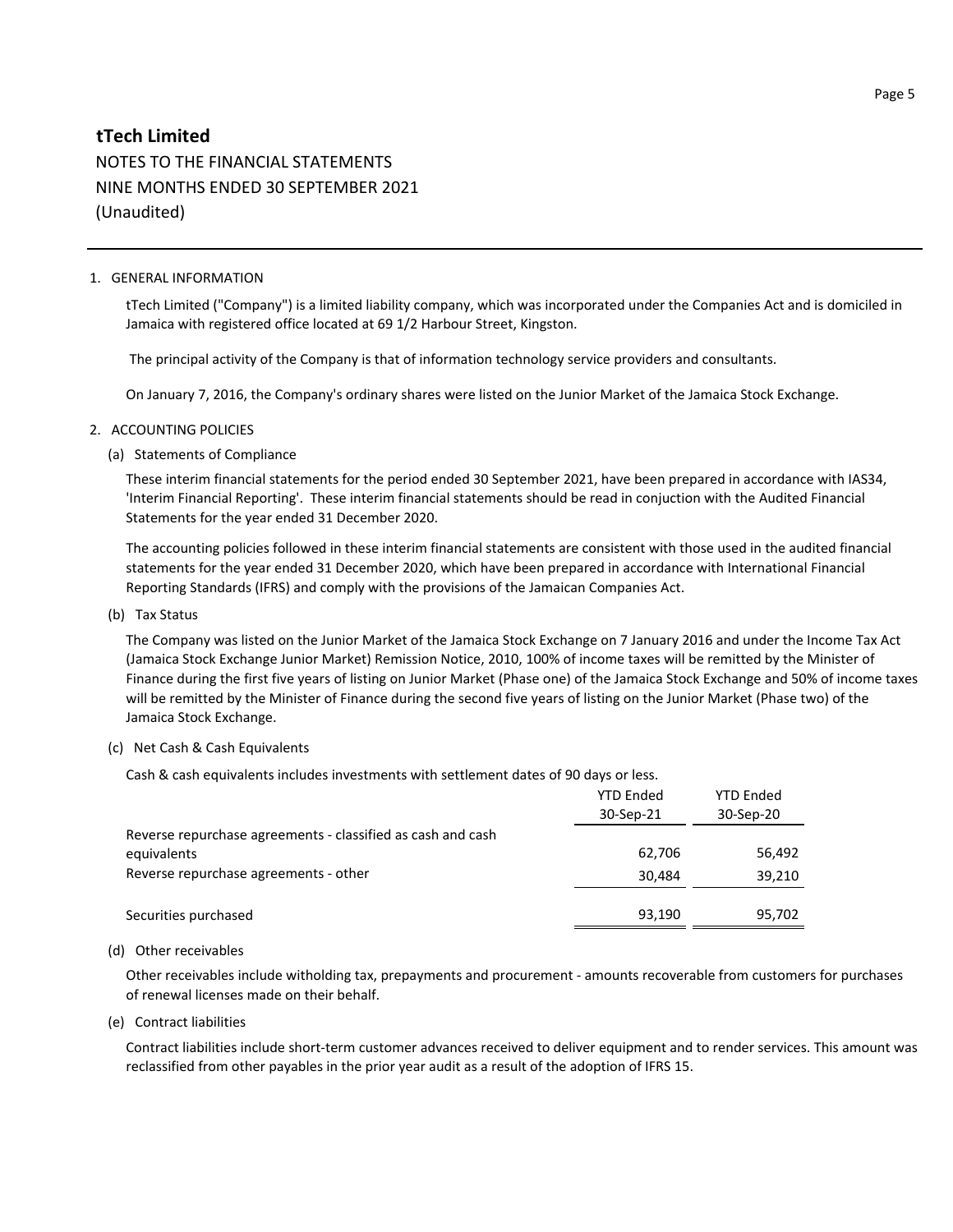# tTech Limited

NOTES TO THE FINANCIAL STATEMENTS
NINE MONTHS ENDED 30 SEPTEMBER 2021
(Unaudited)

1. GENERAL INFORMATION

   tTech Limited ("Company") is a limited liability company, which was incorporated under the Companies Act and is domiciled in Jamaica with registered office located at 69 1/2 Harbour Street, Kingston.

   The principal activity of the Company is that of information technology service providers and consultants.

   On January 7, 2016, the Company's ordinary shares were listed on the Junior Market of the Jamaica Stock Exchange.

2. ACCOUNTING POLICIES

   (a) Statements of Compliance

   These interim financial statements for the period ended 30 September 2021, have been prepared in accordance with IAS34, 'Interim Financial Reporting'. These interim financial statements should be read in conjuction with the Audited Financial Statements for the year ended 31 December 2020.

   The accounting policies followed in these interim financial statements are consistent with those used in the audited financial statements for the year ended 31 December 2020, which have been prepared in accordance with International Financial Reporting Standards (IFRS) and comply with the provisions of the Jamaican Companies Act.

   (b) Tax Status

   The Company was listed on the Junior Market of the Jamaica Stock Exchange on 7 January 2016 and under the Income Tax Act (Jamaica Stock Exchange Junior Market) Remission Notice, 2010, 100% of income taxes will be remitted by the Minister of Finance during the first five years of listing on Junior Market (Phase one) of the Jamaica Stock Exchange and 50% of income taxes will be remitted by the Minister of Finance during the second five years of listing on the Junior Market (Phase two) of the Jamaica Stock Exchange.

   (c) Net Cash & Cash Equivalents

   Cash & cash equivalents includes investments with settlement dates of 90 days or less.

| | YTD Ended 30-Sep-21 | YTD Ended 30-Sep-20 |
|---|---|---|
| Reverse repurchase agreements - classified as cash and cash equivalents | 62,706 | 56,492 |
| Reverse repurchase agreements - other | 30,484 | 39,210 |
| Securities purchased | 93,190 | 95,702 |

   (d) Other receivables

   Other receivables include witholding tax, prepayments and procurement - amounts recoverable from customers for purchases of renewal licenses made on their behalf.

   (e) Contract liabilities

   Contract liabilities include short-term customer advances received to deliver equipment and to render services. This amount was reclassified from other payables in the prior year audit as a result of the adoption of IFRS 15.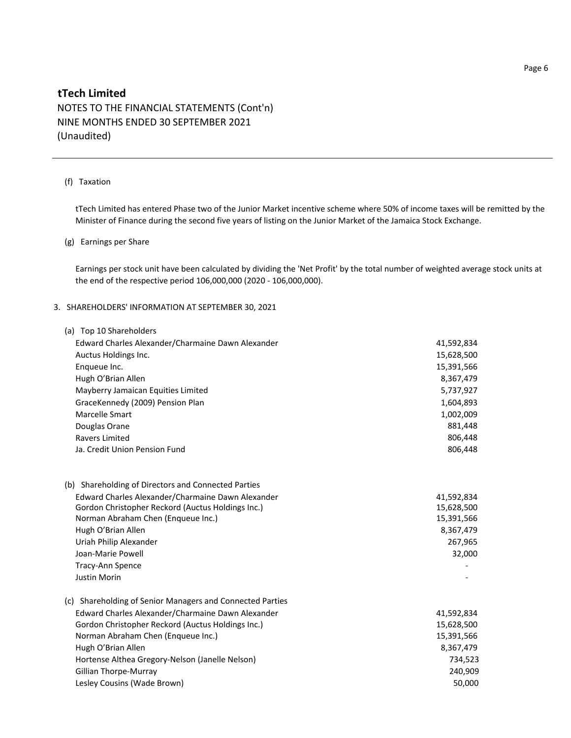# tTech Limited

NOTES TO THE FINANCIAL STATEMENTS (Cont'n)
NINE MONTHS ENDED 30 SEPTEMBER 2021
(Unaudited)

(f) Taxation

tTech Limited has entered Phase two of the Junior Market incentive scheme where 50% of income taxes will be remitted by the Minister of Finance during the second five years of listing on the Junior Market of the Jamaica Stock Exchange.

(g) Earnings per Share

Earnings per stock unit have been calculated by dividing the 'Net Profit' by the total number of weighted average stock units at the end of the respective period 106,000,000 (2020 - 106,000,000).

3. SHAREHOLDERS' INFORMATION AT SEPTEMBER 30, 2021

(a) Top 10 Shareholders

| | |
|---|---|
| Edward Charles Alexander/Charmaine Dawn Alexander | 41,592,834 |
| Auctus Holdings Inc. | 15,628,500 |
| Enqueue Inc. | 15,391,566 |
| Hugh O'Brian Allen | 8,367,479 |
| Mayberry Jamaican Equities Limited | 5,737,927 |
| GraceKennedy (2009) Pension Plan | 1,604,893 |
| Marcelle Smart | 1,002,009 |
| Douglas Orane | 881,448 |
| Ravers Limited | 806,448 |
| Ja. Credit Union Pension Fund | 806,448 |

(b) Shareholding of Directors and Connected Parties

| | |
|---|---|
| Edward Charles Alexander/Charmaine Dawn Alexander | 41,592,834 |
| Gordon Christopher Reckord (Auctus Holdings Inc.) | 15,628,500 |
| Norman Abraham Chen (Enqueue Inc.) | 15,391,566 |
| Hugh O'Brian Allen | 8,367,479 |
| Uriah Philip Alexander | 267,965 |
| Joan-Marie Powell | 32,000 |
| Tracy-Ann Spence | - |
| Justin Morin | - |

(c) Shareholding of Senior Managers and Connected Parties

| | |
|---|---|
| Edward Charles Alexander/Charmaine Dawn Alexander | 41,592,834 |
| Gordon Christopher Reckord (Auctus Holdings Inc.) | 15,628,500 |
| Norman Abraham Chen (Enqueue Inc.) | 15,391,566 |
| Hugh O'Brian Allen | 8,367,479 |
| Hortense Althea Gregory-Nelson (Janelle Nelson) | 734,523 |
| Gillian Thorpe-Murray | 240,909 |
| Lesley Cousins (Wade Brown) | 50,000 |